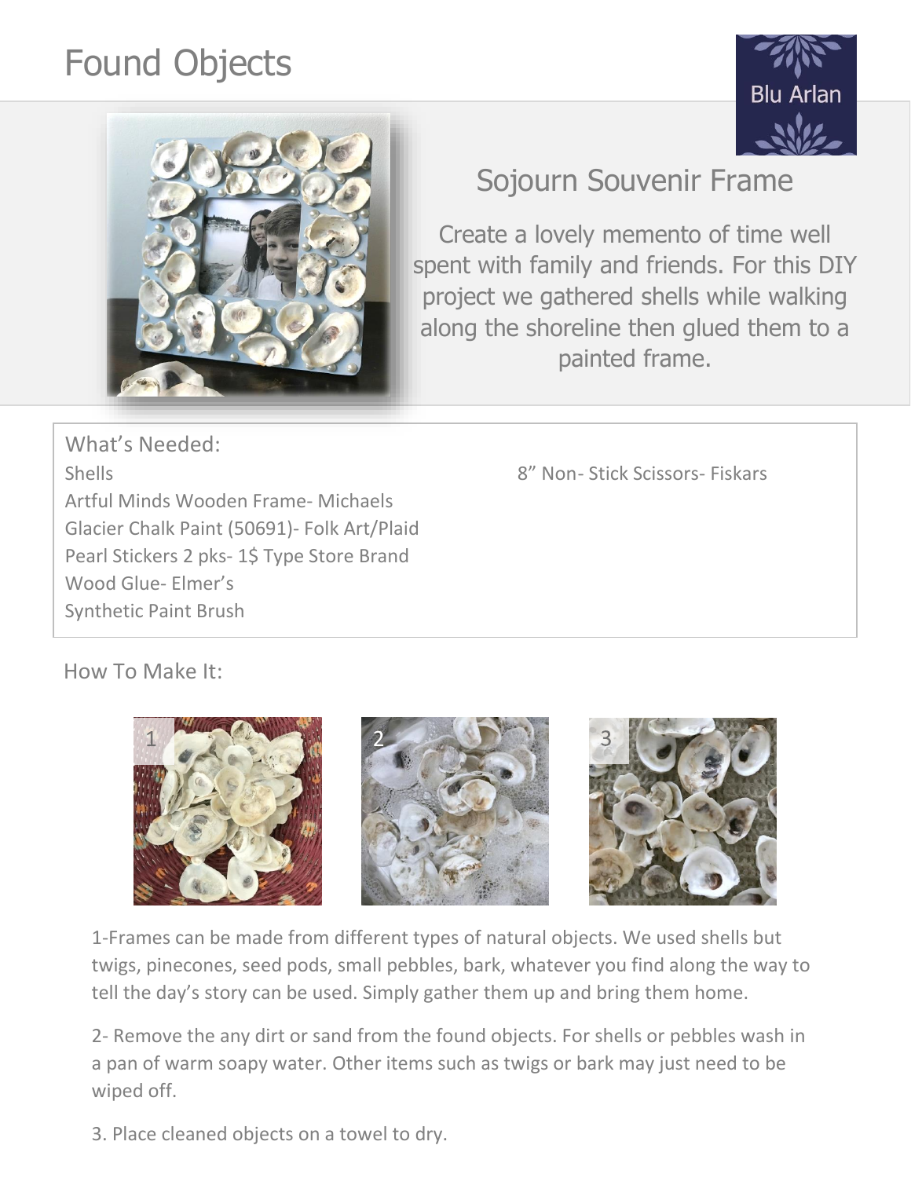# Found Objects

Blu Arlan

## Sojourn Souvenir Frame

Create a lovely memento of time well spent with family and friends. For this DIY project we gathered shells while walking along the shoreline then glued them to a painted frame.

### What's Needed:

- Shells
- Artful Minds Wooden Frame- Michaels
- Glacier Chalk Paint (50691)- Folk Art/Plaid
- Pearl Stickers 2 pks- 1$ Type Store Brand
- Wood Glue- Elmer's
- Synthetic Paint Brush
- 8" Non- Stick Scissors- Fiskars

### How To Make It:

1-Frames can be made from different types of natural objects. We used shells but twigs, pinecones, seed pods, small pebbles, bark, whatever you find along the way to tell the day's story can be used. Simply gather them up and bring them home.

2- Remove the any dirt or sand from the found objects. For shells or pebbles wash in a pan of warm soapy water. Other items such as twigs or bark may just need to be wiped off.

3. Place cleaned objects on a towel to dry.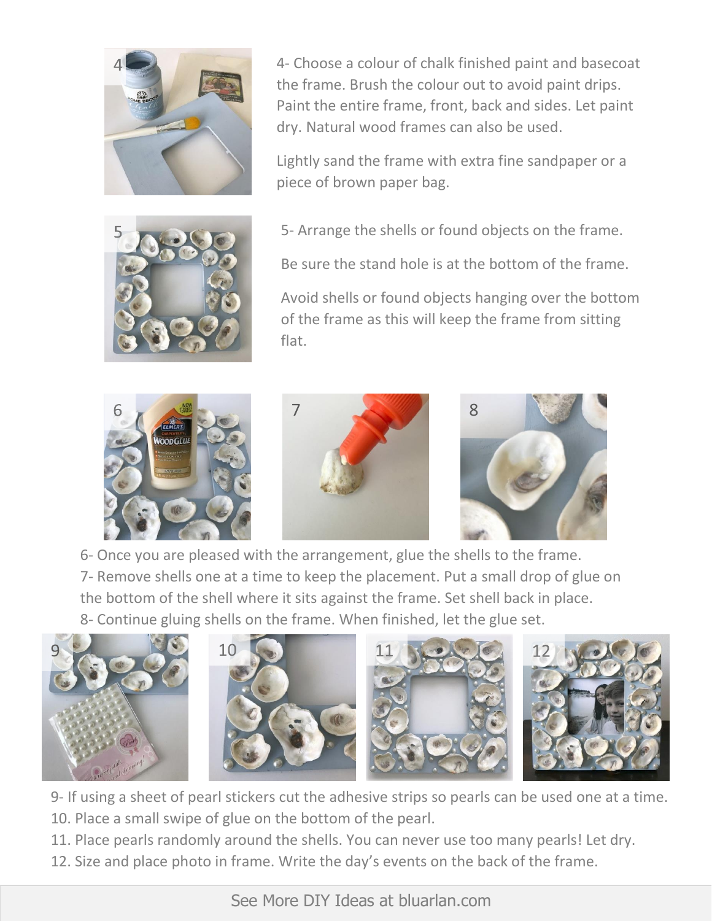4- Choose a colour of chalk finished paint and basecoat the frame. Brush the colour out to avoid paint drips. Paint the entire frame, front, back and sides. Let paint dry. Natural wood frames can also be used.

Lightly sand the frame with extra fine sandpaper or a piece of brown paper bag.

5- Arrange the shells or found objects on the frame.

Be sure the stand hole is at the bottom of the frame.

Avoid shells or found objects hanging over the bottom of the frame as this will keep the frame from sitting flat.

6- Once you are pleased with the arrangement, glue the shells to the frame.
7- Remove shells one at a time to keep the placement. Put a small drop of glue on the bottom of the shell where it sits against the frame. Set shell back in place.
8- Continue gluing shells on the frame. When finished, let the glue set.

9- If using a sheet of pearl stickers cut the adhesive strips so pearls can be used one at a time.
10. Place a small swipe of glue on the bottom of the pearl.
11. Place pearls randomly around the shells. You can never use too many pearls! Let dry.
12. Size and place photo in frame. Write the day's events on the back of the frame.

See More DIY Ideas at bluarlan.com